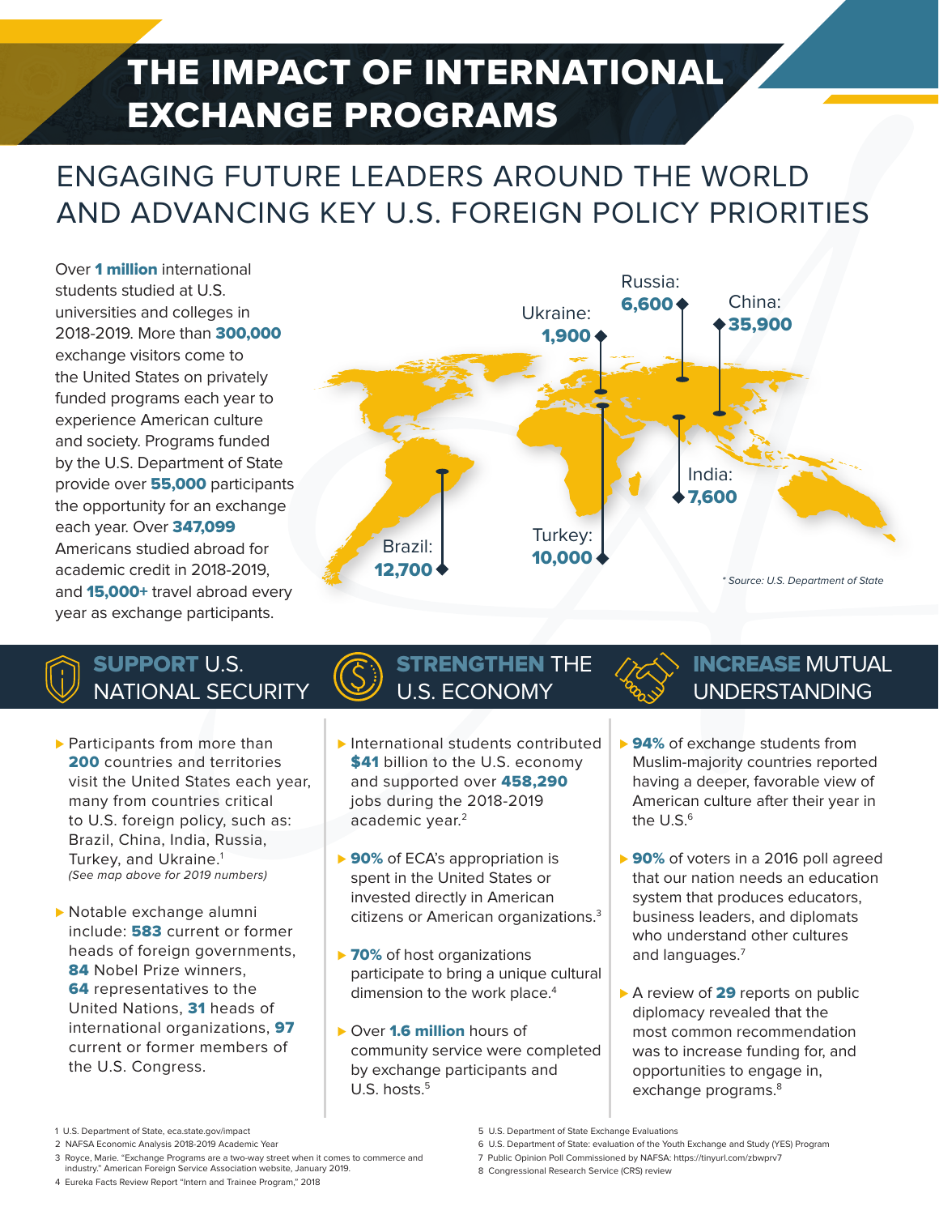# THE IMPACT OF INTERNATIONAL EXCHANGE PROGRAMS

## ENGAGING FUTURE LEADERS AROUND THE WORLD AND ADVANCING KEY U.S. FOREIGN POLICY PRIORITIES

Over **1 million** international students studied at U.S. universities and colleges in 2018-2019. More than **300,000** exchange visitors come to the United States on privately funded programs each year to experience American culture and society. Programs funded by the U.S. Department of State provide over **55,000** participants the opportunity for an exchange each year. Over **347,099** Americans studied abroad for academic credit in 2018-2019, and **15,000+** travel abroad every year as exchange participants.

Russia: **6,600**
Ukraine: **1,900**
China: **35,900**
India: **7,600**
Turkey: **10,000**
Brazil: **12,700**

*\* Source: U.S. Department of State*

### SUPPORT U.S. NATIONAL SECURITY

- Participants from more than **200** countries and territories visit the United States each year, many from countries critical to U.S. foreign policy, such as: Brazil, China, India, Russia, Turkey, and Ukraine.[1]
  *(See map above for 2019 numbers)*
- Notable exchange alumni include: **583** current or former heads of foreign governments, **84** Nobel Prize winners, **64** representatives to the United Nations, **31** heads of international organizations, **97** current or former members of the U.S. Congress.

### STRENGTHEN THE U.S. ECONOMY

- International students contributed **$41** billion to the U.S. economy and supported over **458,290** jobs during the 2018-2019 academic year.[2]
- **90%** of ECA's appropriation is spent in the United States or invested directly in American citizens or American organizations.[3]
- **70%** of host organizations participate to bring a unique cultural dimension to the work place.[4]
- Over **1.6 million** hours of community service were completed by exchange participants and U.S. hosts.[5]

### INCREASE MUTUAL UNDERSTANDING

- **94%** of exchange students from Muslim-majority countries reported having a deeper, favorable view of American culture after their year in the U.S.[6]
- **90%** of voters in a 2016 poll agreed that our nation needs an education system that produces educators, business leaders, and diplomats who understand other cultures and languages.[7]
- A review of **29** reports on public diplomacy revealed that the most common recommendation was to increase funding for, and opportunities to engage in, exchange programs.[8]

---

1 U.S. Department of State, eca.state.gov/impact
2 NAFSA Economic Analysis 2018-2019 Academic Year
3 Royce, Marie. "Exchange Programs are a two-way street when it comes to commerce and industry." American Foreign Service Association website, January 2019.
4 Eureka Facts Review Report "Intern and Trainee Program," 2018
5 U.S. Department of State Exchange Evaluations
6 U.S. Department of State: evaluation of the Youth Exchange and Study (YES) Program
7 Public Opinion Poll Commissioned by NAFSA: https://tinyurl.com/zbwprv7
8 Congressional Research Service (CRS) review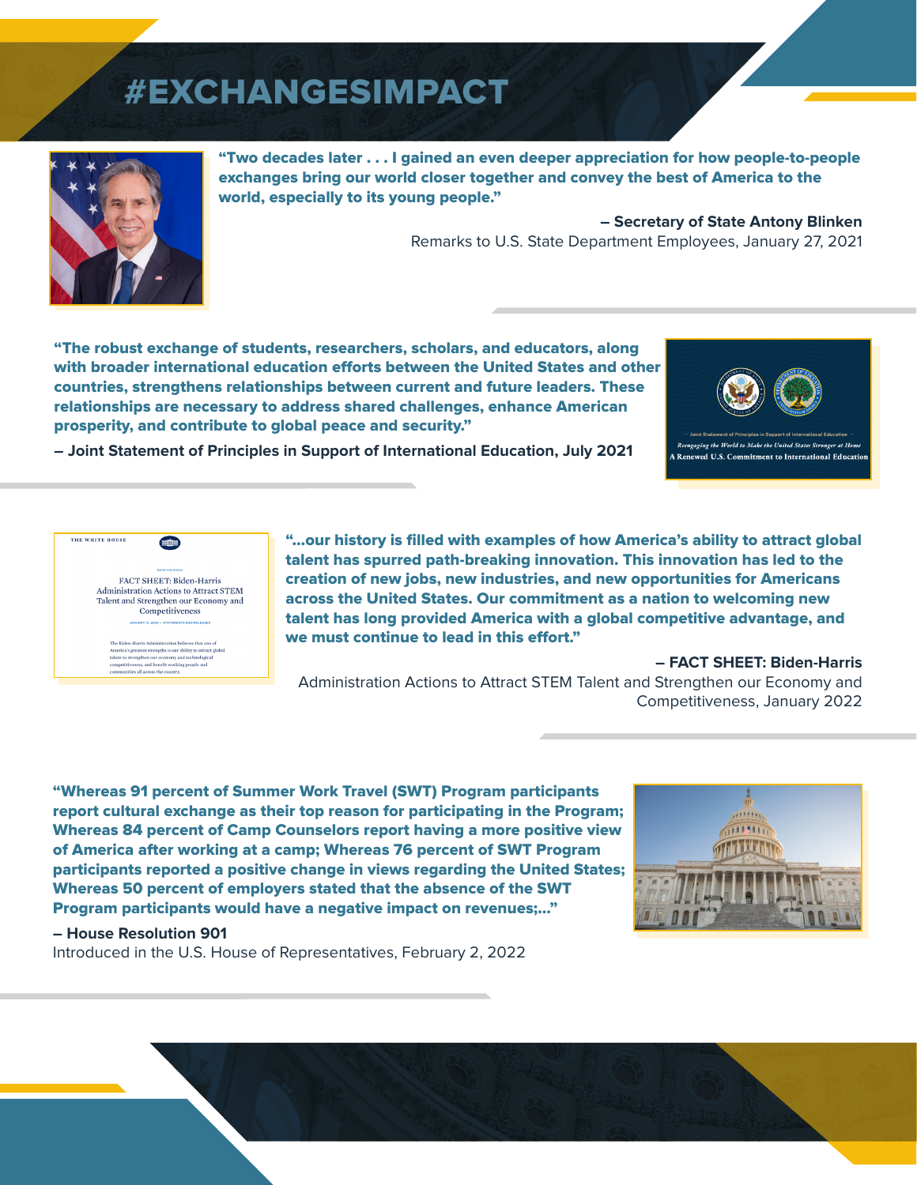# #EXCHANGESIMPACT

**"Two decades later . . . I gained an even deeper appreciation for how people-to-people exchanges bring our world closer together and convey the best of America to the world, especially to its young people."**

**– Secretary of State Antony Blinken**
Remarks to U.S. State Department Employees, January 27, 2021

**"The robust exchange of students, researchers, scholars, and educators, along with broader international education efforts between the United States and other countries, strengthens relationships between current and future leaders. These relationships are necessary to address shared challenges, enhance American prosperity, and contribute to global peace and security."**

**– Joint Statement of Principles in Support of International Education, July 2021**

**"...our history is filled with examples of how America's ability to attract global talent has spurred path-breaking innovation. This innovation has led to the creation of new jobs, new industries, and new opportunities for Americans across the United States. Our commitment as a nation to welcoming new talent has long provided America with a global competitive advantage, and we must continue to lead in this effort."**

**– FACT SHEET: Biden-Harris**
Administration Actions to Attract STEM Talent and Strengthen our Economy and Competitiveness, January 2022

**"Whereas 91 percent of Summer Work Travel (SWT) Program participants report cultural exchange as their top reason for participating in the Program; Whereas 84 percent of Camp Counselors report having a more positive view of America after working at a camp; Whereas 76 percent of SWT Program participants reported a positive change in views regarding the United States; Whereas 50 percent of employers stated that the absence of the SWT Program participants would have a negative impact on revenues;..."**

**– House Resolution 901**
Introduced in the U.S. House of Representatives, February 2, 2022